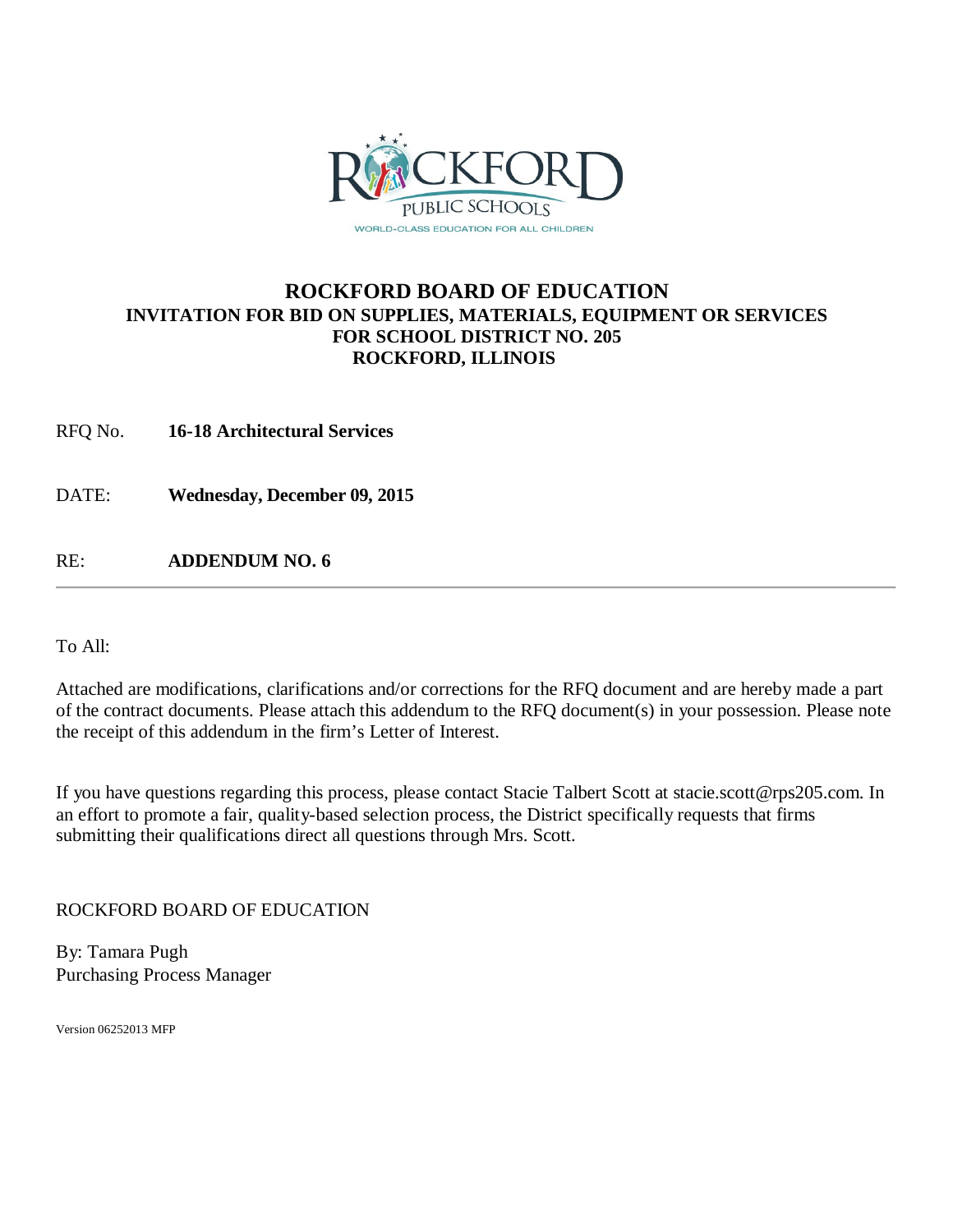# ROCKFORD BOARD OF EDUCATION

## INVITATION FOR BID ON SUPPLIES, MATERIALS, EQUIPMENT OR SERVICES FOR SCHOOL DISTRICT NO. 205 ROCKFORD, ILLINOIS

RFQ No. **16-18 Architectural Services**

DATE: **Wednesday, December 09, 2015**

RE: **ADDENDUM NO. 6**

---

To All:

Attached are modifications, clarifications and/or corrections for the RFQ document and are hereby made a part of the contract documents. Please attach this addendum to the RFQ document(s) in your possession. Please note the receipt of this addendum in the firm's Letter of Interest.

If you have questions regarding this process, please contact Stacie Talbert Scott at stacie.scott@rps205.com. In an effort to promote a fair, quality-based selection process, the District specifically requests that firms submitting their qualifications direct all questions through Mrs. Scott.

ROCKFORD BOARD OF EDUCATION

By: Tamara Pugh
Purchasing Process Manager

Version 06252013 MFP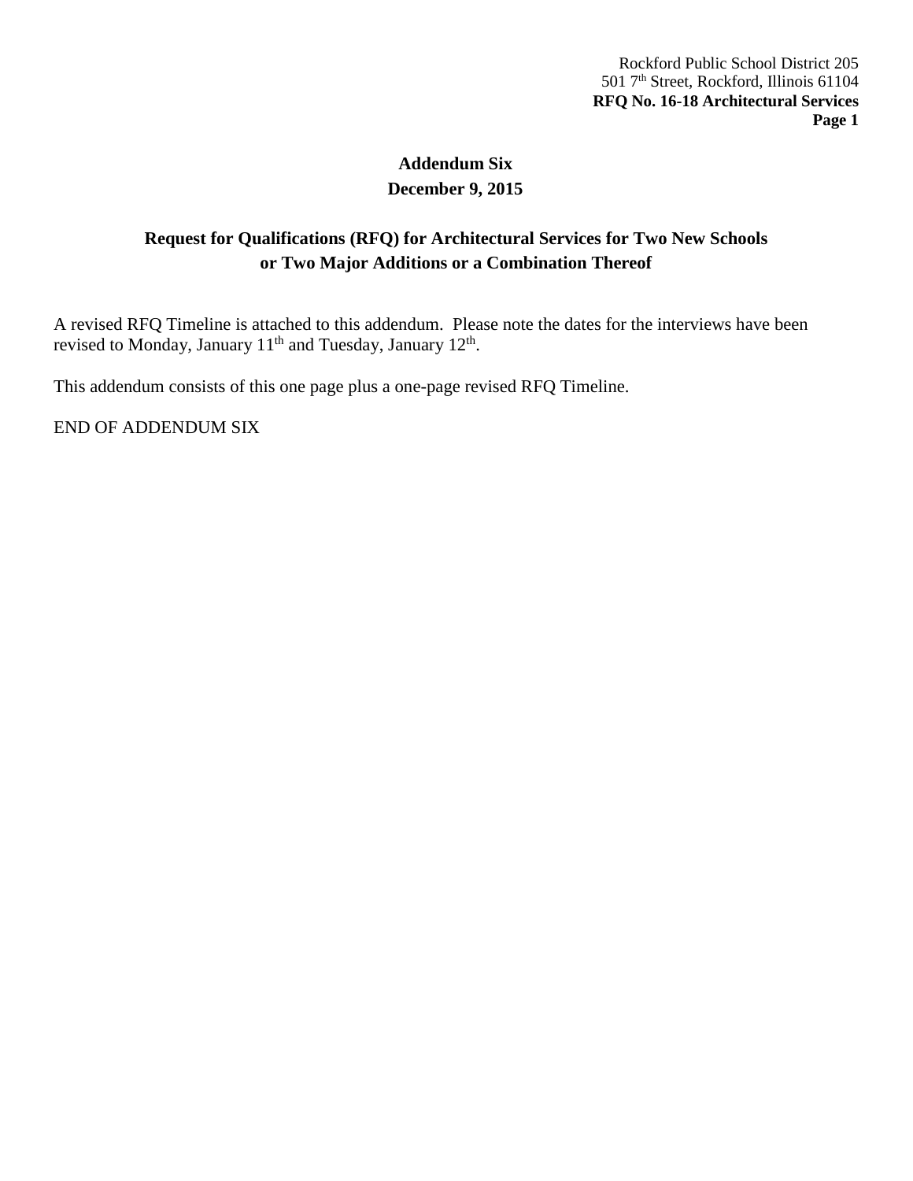Rockford Public School District 205
501 7th Street, Rockford, Illinois 61104
**RFQ No. 16-18 Architectural Services**

## Addendum Six

**December 9, 2015**

## Request for Qualifications (RFQ) for Architectural Services for Two New Schools or Two Major Additions or a Combination Thereof

A revised RFQ Timeline is attached to this addendum. Please note the dates for the interviews have been revised to Monday, January 11th and Tuesday, January 12th.

This addendum consists of this one page plus a one-page revised RFQ Timeline.

END OF ADDENDUM SIX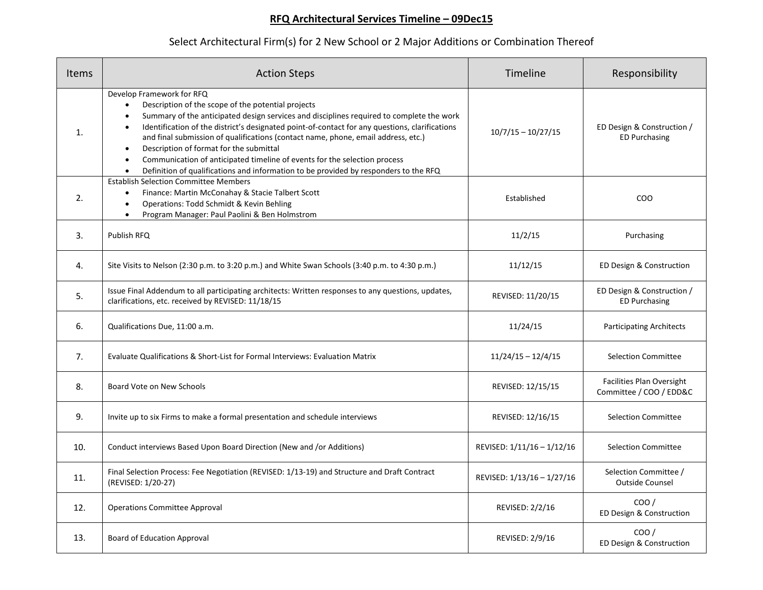# RFQ Architectural Services Timeline – 09Dec15

Select Architectural Firm(s) for 2 New School or 2 Major Additions or Combination Thereof

| Items | Action Steps | Timeline | Responsibility |
|---|---|---|---|
| 1. | Develop Framework for RFQ<br>• Description of the scope of the potential projects<br>• Summary of the anticipated design services and disciplines required to complete the work<br>• Identification of the district's designated point-of-contact for any questions, clarifications and final submission of qualifications (contact name, phone, email address, etc.)<br>• Description of format for the submittal<br>• Communication of anticipated timeline of events for the selection process<br>• Definition of qualifications and information to be provided by responders to the RFQ | 10/7/15 – 10/27/15 | ED Design & Construction / ED Purchasing |
| 2. | Establish Selection Committee Members<br>• Finance: Martin McConahay & Stacie Talbert Scott<br>• Operations: Todd Schmidt & Kevin Behling<br>• Program Manager: Paul Paolini & Ben Holmstrom | Established | COO |
| 3. | Publish RFQ | 11/2/15 | Purchasing |
| 4. | Site Visits to Nelson (2:30 p.m. to 3:20 p.m.) and White Swan Schools (3:40 p.m. to 4:30 p.m.) | 11/12/15 | ED Design & Construction |
| 5. | Issue Final Addendum to all participating architects: Written responses to any questions, updates, clarifications, etc. received by REVISED: 11/18/15 | REVISED: 11/20/15 | ED Design & Construction / ED Purchasing |
| 6. | Qualifications Due, 11:00 a.m. | 11/24/15 | Participating Architects |
| 7. | Evaluate Qualifications & Short-List for Formal Interviews: Evaluation Matrix | 11/24/15 – 12/4/15 | Selection Committee |
| 8. | Board Vote on New Schools | REVISED: 12/15/15 | Facilities Plan Oversight Committee / COO / EDD&C |
| 9. | Invite up to six Firms to make a formal presentation and schedule interviews | REVISED: 12/16/15 | Selection Committee |
| 10. | Conduct interviews Based Upon Board Direction (New and /or Additions) | REVISED: 1/11/16 – 1/12/16 | Selection Committee |
| 11. | Final Selection Process: Fee Negotiation (REVISED: 1/13-19) and Structure and Draft Contract (REVISED: 1/20-27) | REVISED: 1/13/16 – 1/27/16 | Selection Committee / Outside Counsel |
| 12. | Operations Committee Approval | REVISED: 2/2/16 | COO / ED Design & Construction |
| 13. | Board of Education Approval | REVISED: 2/9/16 | COO / ED Design & Construction |